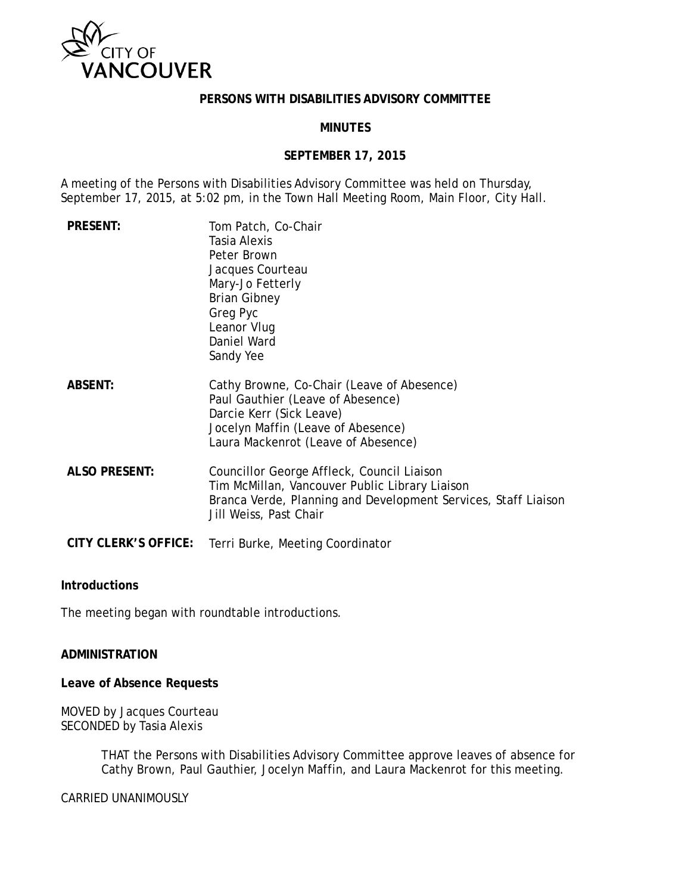CITY OF VANCOUVER

**PERSONS WITH DISABILITIES ADVISORY COMMITTEE**

**MINUTES**

**SEPTEMBER 17, 2015**

A meeting of the Persons with Disabilities Advisory Committee was held on Thursday, September 17, 2015, at 5:02 pm, in the Town Hall Meeting Room, Main Floor, City Hall.

| | |
|---|---|
| **PRESENT:** | Tom Patch, Co-Chair<br>Tasia Alexis<br>Peter Brown<br>Jacques Courteau<br>Mary-Jo Fetterly<br>Brian Gibney<br>Greg Pyc<br>Leanor Vlug<br>Daniel Ward<br>Sandy Yee |
| **ABSENT:** | Cathy Browne, Co-Chair (Leave of Abesence)<br>Paul Gauthier (Leave of Abesence)<br>Darcie Kerr (Sick Leave)<br>Jocelyn Maffin (Leave of Abesence)<br>Laura Mackenrot (Leave of Abesence) |
| **ALSO PRESENT:** | Councillor George Affleck, Council Liaison<br>Tim McMillan, Vancouver Public Library Liaison<br>Branca Verde, Planning and Development Services, Staff Liaison<br>Jill Weiss, Past Chair |
| **CITY CLERK'S OFFICE:** | Terri Burke, Meeting Coordinator |

**Introductions**

The meeting began with roundtable introductions.

**ADMINISTRATION**

**Leave of Absence Requests**

MOVED by Jacques Courteau
SECONDED by Tasia Alexis

> THAT the Persons with Disabilities Advisory Committee approve leaves of absence for Cathy Brown, Paul Gauthier, Jocelyn Maffin, and Laura Mackenrot for this meeting.

CARRIED UNANIMOUSLY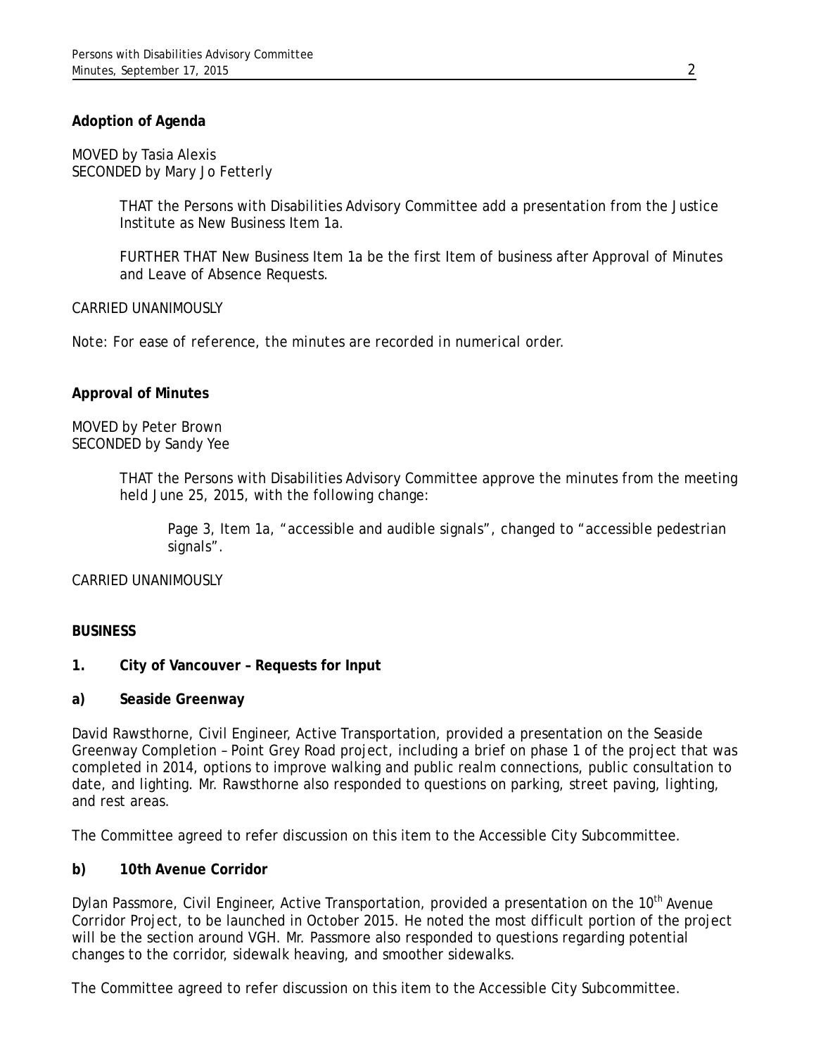**Adoption of Agenda**

MOVED by Tasia Alexis
SECONDED by Mary Jo Fetterly

> THAT the Persons with Disabilities Advisory Committee add a presentation from the Justice Institute as New Business Item 1a.
>
> FURTHER THAT New Business Item 1a be the first Item of business after Approval of Minutes and Leave of Absence Requests.

CARRIED UNANIMOUSLY

*Note: For ease of reference, the minutes are recorded in numerical order.*

**Approval of Minutes**

MOVED by Peter Brown
SECONDED by Sandy Yee

> THAT the Persons with Disabilities Advisory Committee approve the minutes from the meeting held June 25, 2015, with the following change:
>
> > Page 3, Item 1a, "accessible and audible signals", changed to "accessible pedestrian signals".

CARRIED UNANIMOUSLY

**BUSINESS**

**1. City of Vancouver – Requests for Input**

**a) Seaside Greenway**

David Rawsthorne, Civil Engineer, Active Transportation, provided a presentation on the Seaside Greenway Completion – Point Grey Road project, including a brief on phase 1 of the project that was completed in 2014, options to improve walking and public realm connections, public consultation to date, and lighting. Mr. Rawsthorne also responded to questions on parking, street paving, lighting, and rest areas.

The Committee agreed to refer discussion on this item to the Accessible City Subcommittee.

**b) 10th Avenue Corridor**

Dylan Passmore, Civil Engineer, Active Transportation, provided a presentation on the 10th Avenue Corridor Project, to be launched in October 2015. He noted the most difficult portion of the project will be the section around VGH. Mr. Passmore also responded to questions regarding potential changes to the corridor, sidewalk heaving, and smoother sidewalks.

The Committee agreed to refer discussion on this item to the Accessible City Subcommittee.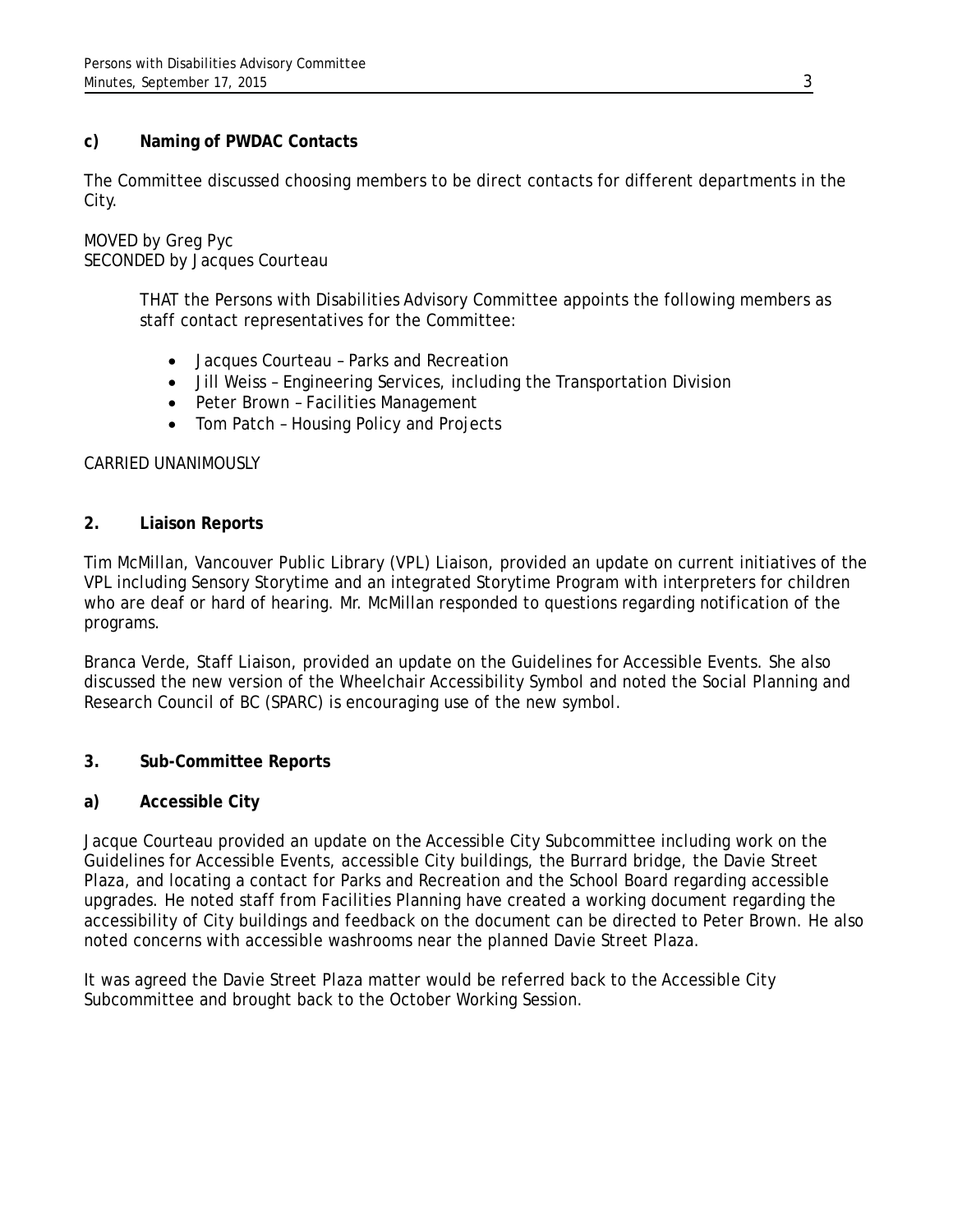**c) Naming of PWDAC Contacts**

The Committee discussed choosing members to be direct contacts for different departments in the City.

MOVED by Greg Pyc
SECONDED by Jacques Courteau

> THAT the Persons with Disabilities Advisory Committee appoints the following members as staff contact representatives for the Committee:
>
> - Jacques Courteau – Parks and Recreation
> - Jill Weiss – Engineering Services, including the Transportation Division
> - Peter Brown – Facilities Management
> - Tom Patch – Housing Policy and Projects

CARRIED UNANIMOUSLY

## 2. Liaison Reports

Tim McMillan, Vancouver Public Library (VPL) Liaison, provided an update on current initiatives of the VPL including Sensory Storytime and an integrated Storytime Program with interpreters for children who are deaf or hard of hearing. Mr. McMillan responded to questions regarding notification of the programs.

Branca Verde, Staff Liaison, provided an update on the Guidelines for Accessible Events. She also discussed the new version of the Wheelchair Accessibility Symbol and noted the Social Planning and Research Council of BC (SPARC) is encouraging use of the new symbol.

## 3. Sub-Committee Reports

**a) Accessible City**

Jacque Courteau provided an update on the Accessible City Subcommittee including work on the Guidelines for Accessible Events, accessible City buildings, the Burrard bridge, the Davie Street Plaza, and locating a contact for Parks and Recreation and the School Board regarding accessible upgrades. He noted staff from Facilities Planning have created a working document regarding the accessibility of City buildings and feedback on the document can be directed to Peter Brown. He also noted concerns with accessible washrooms near the planned Davie Street Plaza.

It was agreed the Davie Street Plaza matter would be referred back to the Accessible City Subcommittee and brought back to the October Working Session.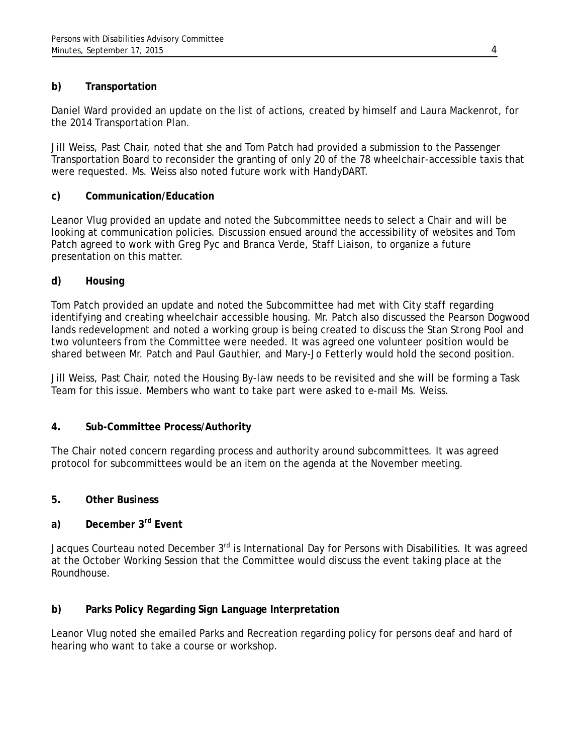**b) Transportation**

Daniel Ward provided an update on the list of actions, created by himself and Laura Mackenrot, for the 2014 Transportation Plan.

Jill Weiss, Past Chair, noted that she and Tom Patch had provided a submission to the Passenger Transportation Board to reconsider the granting of only 20 of the 78 wheelchair-accessible taxis that were requested. Ms. Weiss also noted future work with HandyDART.

**c) Communication/Education**

Leanor Vlug provided an update and noted the Subcommittee needs to select a Chair and will be looking at communication policies. Discussion ensued around the accessibility of websites and Tom Patch agreed to work with Greg Pyc and Branca Verde, Staff Liaison, to organize a future presentation on this matter.

**d) Housing**

Tom Patch provided an update and noted the Subcommittee had met with City staff regarding identifying and creating wheelchair accessible housing. Mr. Patch also discussed the Pearson Dogwood lands redevelopment and noted a working group is being created to discuss the Stan Strong Pool and two volunteers from the Committee were needed. It was agreed one volunteer position would be shared between Mr. Patch and Paul Gauthier, and Mary-Jo Fetterly would hold the second position.

Jill Weiss, Past Chair, noted the Housing By-law needs to be revisited and she will be forming a Task Team for this issue. Members who want to take part were asked to e-mail Ms. Weiss.

**4. Sub-Committee Process/Authority**

The Chair noted concern regarding process and authority around subcommittees. It was agreed protocol for subcommittees would be an item on the agenda at the November meeting.

**5. Other Business**

**a) December 3rd Event**

Jacques Courteau noted December 3rd is International Day for Persons with Disabilities. It was agreed at the October Working Session that the Committee would discuss the event taking place at the Roundhouse.

**b) Parks Policy Regarding Sign Language Interpretation**

Leanor Vlug noted she emailed Parks and Recreation regarding policy for persons deaf and hard of hearing who want to take a course or workshop.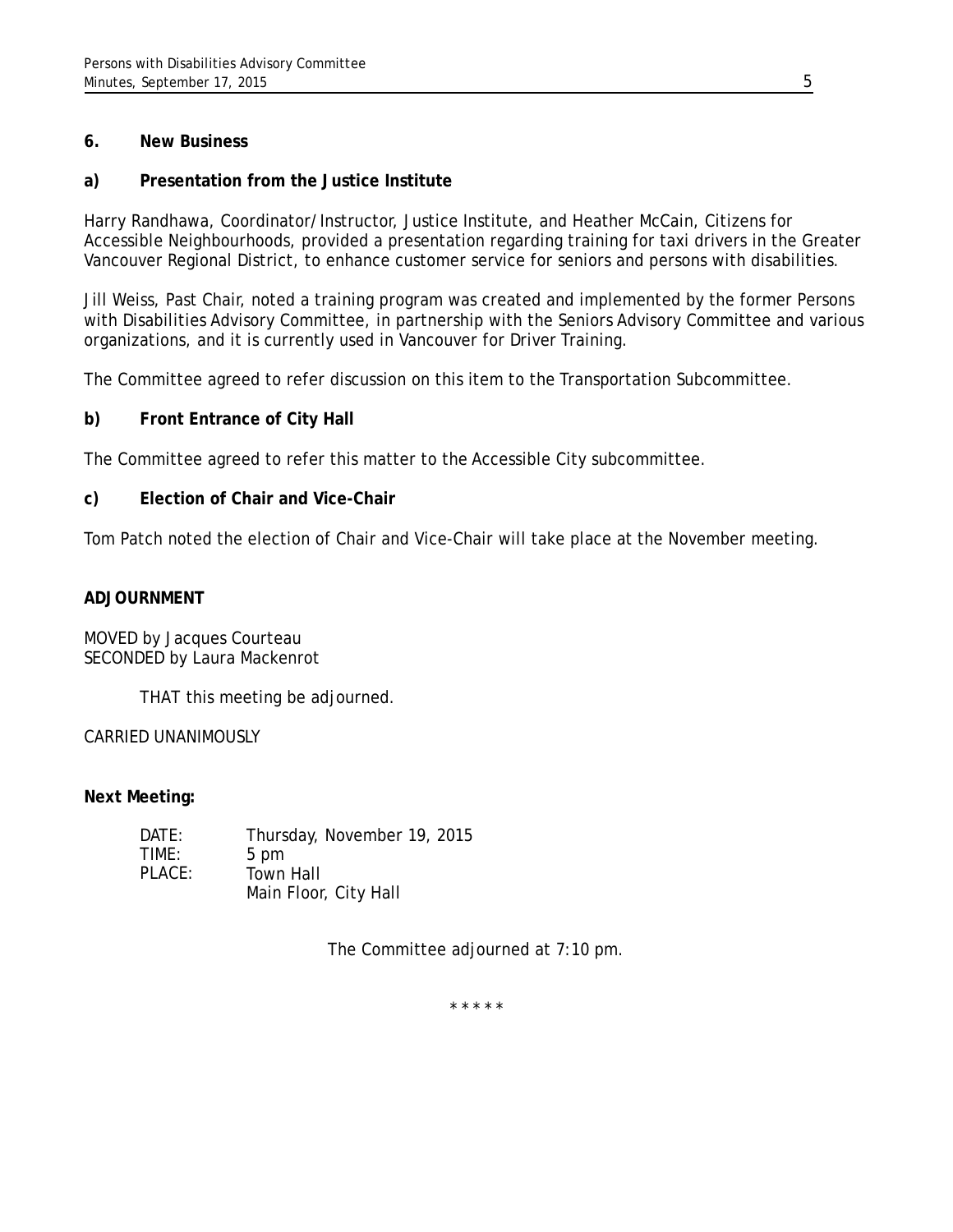## 6. New Business

### a) Presentation from the Justice Institute

Harry Randhawa, Coordinator/Instructor, Justice Institute, and Heather McCain, Citizens for Accessible Neighbourhoods, provided a presentation regarding training for taxi drivers in the Greater Vancouver Regional District, to enhance customer service for seniors and persons with disabilities.

Jill Weiss, Past Chair, noted a training program was created and implemented by the former Persons with Disabilities Advisory Committee, in partnership with the Seniors Advisory Committee and various organizations, and it is currently used in Vancouver for Driver Training.

The Committee agreed to refer discussion on this item to the Transportation Subcommittee.

### b) Front Entrance of City Hall

The Committee agreed to refer this matter to the Accessible City subcommittee.

### c) Election of Chair and Vice-Chair

Tom Patch noted the election of Chair and Vice-Chair will take place at the November meeting.

## ADJOURNMENT

MOVED by Jacques Courteau
SECONDED by Laura Mackenrot

THAT this meeting be adjourned.

CARRIED UNANIMOUSLY

**Next Meeting:**

DATE: Thursday, November 19, 2015
TIME: 5 pm
PLACE: Town Hall
Main Floor, City Hall

The Committee adjourned at 7:10 pm.

* * * * *